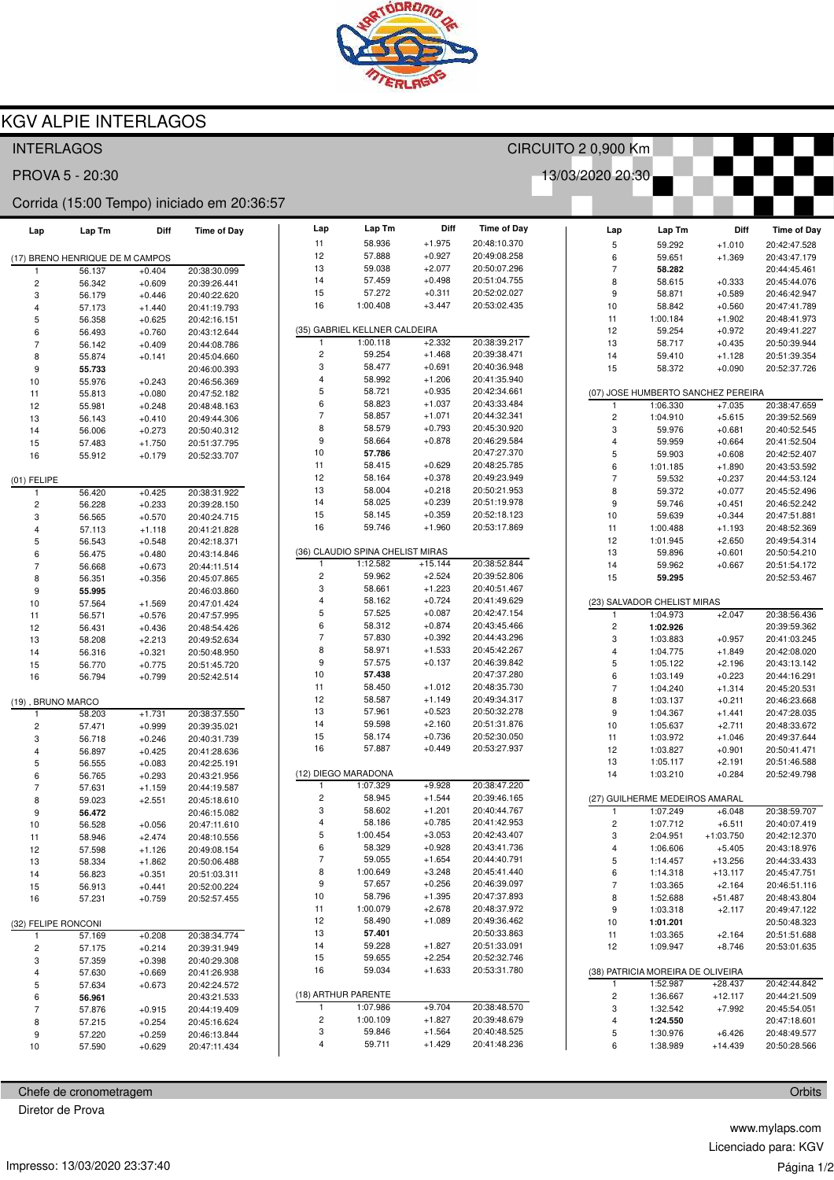# KGV ALPIE INTERLAGOS

INTERLAGOS — CIRCUITO 2 0,900 Km

PROVA 5 - 20:30 — 13/03/2020 20:30

Corrida (15:00 Tempo) iniciado em 20:36:57

### (17) BRENO HENRIQUE DE M CAMPOS

| Lap | Lap Tm | Diff | Time of Day |
|---|---|---|---|
| 1 | 56.137 | +0.404 | 20:38:30.099 |
| 2 | 56.342 | +0.609 | 20:39:26.441 |
| 3 | 56.179 | +0.446 | 20:40:22.620 |
| 4 | 57.173 | +1.440 | 20:41:19.793 |
| 5 | 56.358 | +0.625 | 20:42:16.151 |
| 6 | 56.493 | +0.760 | 20:43:12.644 |
| 7 | 56.142 | +0.409 | 20:44:08.786 |
| 8 | 55.874 | +0.141 | 20:45:04.660 |
| 9 | **55.733** | | 20:46:00.393 |
| 10 | 55.976 | +0.243 | 20:46:56.369 |
| 11 | 55.813 | +0.080 | 20:47:52.182 |
| 12 | 55.981 | +0.248 | 20:48:48.163 |
| 13 | 56.143 | +0.410 | 20:49:44.306 |
| 14 | 56.006 | +0.273 | 20:50:40.312 |
| 15 | 57.483 | +1.750 | 20:51:37.795 |
| 16 | 55.912 | +0.179 | 20:52:33.707 |

### (01) FELIPE

| Lap | Lap Tm | Diff | Time of Day |
|---|---|---|---|
| 1 | 56.420 | +0.425 | 20:38:31.922 |
| 2 | 56.228 | +0.233 | 20:39:28.150 |
| 3 | 56.565 | +0.570 | 20:40:24.715 |
| 4 | 57.113 | +1.118 | 20:41:21.828 |
| 5 | 56.543 | +0.548 | 20:42:18.371 |
| 6 | 56.475 | +0.480 | 20:43:14.846 |
| 7 | 56.668 | +0.673 | 20:44:11.514 |
| 8 | 56.351 | +0.356 | 20:45:07.865 |
| 9 | **55.995** | | 20:46:03.860 |
| 10 | 57.564 | +1.569 | 20:47:01.424 |
| 11 | 56.571 | +0.576 | 20:47:57.995 |
| 12 | 56.431 | +0.436 | 20:48:54.426 |
| 13 | 58.208 | +2.213 | 20:49:52.634 |
| 14 | 56.316 | +0.321 | 20:50:48.950 |
| 15 | 56.770 | +0.775 | 20:51:45.720 |
| 16 | 56.794 | +0.799 | 20:52:42.514 |

### (19) , BRUNO MARCO

| Lap | Lap Tm | Diff | Time of Day |
|---|---|---|---|
| 1 | 58.203 | +1.731 | 20:38:37.550 |
| 2 | 57.471 | +0.999 | 20:39:35.021 |
| 3 | 56.718 | +0.246 | 20:40:31.739 |
| 4 | 56.897 | +0.425 | 20:41:28.636 |
| 5 | 56.555 | +0.083 | 20:42:25.191 |
| 6 | 56.765 | +0.293 | 20:43:21.956 |
| 7 | 57.631 | +1.159 | 20:44:19.587 |
| 8 | 59.023 | +2.551 | 20:45:18.610 |
| 9 | **56.472** | | 20:46:15.082 |
| 10 | 56.528 | +0.056 | 20:47:11.610 |
| 11 | 58.946 | +2.474 | 20:48:10.556 |
| 12 | 57.598 | +1.126 | 20:49:08.154 |
| 13 | 58.334 | +1.862 | 20:50:06.488 |
| 14 | 56.823 | +0.351 | 20:51:03.311 |
| 15 | 56.913 | +0.441 | 20:52:00.224 |
| 16 | 57.231 | +0.759 | 20:52:57.455 |

### (32) FELIPE RONCONI

| Lap | Lap Tm | Diff | Time of Day |
|---|---|---|---|
| 1 | 57.169 | +0.208 | 20:38:34.774 |
| 2 | 57.175 | +0.214 | 20:39:31.949 |
| 3 | 57.359 | +0.398 | 20:40:29.308 |
| 4 | 57.630 | +0.669 | 20:41:26.938 |
| 5 | 57.634 | +0.673 | 20:42:24.572 |
| 6 | **56.961** | | 20:43:21.533 |
| 7 | 57.876 | +0.915 | 20:44:19.409 |
| 8 | 57.215 | +0.254 | 20:45:16.624 |
| 9 | 57.220 | +0.259 | 20:46:13.844 |
| 10 | 57.590 | +0.629 | 20:47:11.434 |
| 11 | 58.936 | +1.975 | 20:48:10.370 |
| 12 | 57.888 | +0.927 | 20:49:08.258 |
| 13 | 59.038 | +2.077 | 20:50:07.296 |
| 14 | 57.459 | +0.498 | 20:51:04.755 |
| 15 | 57.272 | +0.311 | 20:52:02.027 |
| 16 | 1:00.408 | +3.447 | 20:53:02.435 |

### (35) GABRIEL KELLNER CALDEIRA

| Lap | Lap Tm | Diff | Time of Day |
|---|---|---|---|
| 1 | 1:00.118 | +2.332 | 20:38:39.217 |
| 2 | 59.254 | +1.468 | 20:39:38.471 |
| 3 | 58.477 | +0.691 | 20:40:36.948 |
| 4 | 58.992 | +1.206 | 20:41:35.940 |
| 5 | 58.721 | +0.935 | 20:42:34.661 |
| 6 | 58.823 | +1.037 | 20:43:33.484 |
| 7 | 58.857 | +1.071 | 20:44:32.341 |
| 8 | 58.579 | +0.793 | 20:45:30.920 |
| 9 | 58.664 | +0.878 | 20:46:29.584 |
| 10 | **57.786** | | 20:47:27.370 |
| 11 | 58.415 | +0.629 | 20:48:25.785 |
| 12 | 58.164 | +0.378 | 20:49:23.949 |
| 13 | 58.004 | +0.218 | 20:50:21.953 |
| 14 | 58.025 | +0.239 | 20:51:19.978 |
| 15 | 58.145 | +0.359 | 20:52:18.123 |
| 16 | 59.746 | +1.960 | 20:53:17.869 |

### (36) CLAUDIO SPINA CHELIST MIRAS

| Lap | Lap Tm | Diff | Time of Day |
|---|---|---|---|
| 1 | 1:12.582 | +15.144 | 20:38:52.844 |
| 2 | 59.962 | +2.524 | 20:39:52.806 |
| 3 | 58.661 | +1.223 | 20:40:51.467 |
| 4 | 58.162 | +0.724 | 20:41:49.629 |
| 5 | 57.525 | +0.087 | 20:42:47.154 |
| 6 | 58.312 | +0.874 | 20:43:45.466 |
| 7 | 57.830 | +0.392 | 20:44:43.296 |
| 8 | 58.971 | +1.533 | 20:45:42.267 |
| 9 | 57.575 | +0.137 | 20:46:39.842 |
| 10 | **57.438** | | 20:47:37.280 |
| 11 | 58.450 | +1.012 | 20:48:35.730 |
| 12 | 58.587 | +1.149 | 20:49:34.317 |
| 13 | 57.961 | +0.523 | 20:50:32.278 |
| 14 | 59.598 | +2.160 | 20:51:31.876 |
| 15 | 58.174 | +0.736 | 20:52:30.050 |
| 16 | 57.887 | +0.449 | 20:53:27.937 |

### (12) DIEGO MARADONA

| Lap | Lap Tm | Diff | Time of Day |
|---|---|---|---|
| 1 | 1:07.329 | +9.928 | 20:38:47.220 |
| 2 | 58.945 | +1.544 | 20:39:46.165 |
| 3 | 58.602 | +1.201 | 20:40:44.767 |
| 4 | 58.186 | +0.785 | 20:41:42.953 |
| 5 | 1:00.454 | +3.053 | 20:42:43.407 |
| 6 | 58.329 | +0.928 | 20:43:41.736 |
| 7 | 59.055 | +1.654 | 20:44:40.791 |
| 8 | 1:00.649 | +3.248 | 20:45:41.440 |
| 9 | 57.657 | +0.256 | 20:46:39.097 |
| 10 | 58.796 | +1.395 | 20:47:37.893 |
| 11 | 1:00.079 | +2.678 | 20:48:37.972 |
| 12 | 58.490 | +1.089 | 20:49:36.462 |
| 13 | **57.401** | | 20:50:33.863 |
| 14 | 59.228 | +1.827 | 20:51:33.091 |
| 15 | 59.655 | +2.254 | 20:52:32.746 |
| 16 | 59.034 | +1.633 | 20:53:31.780 |

### (18) ARTHUR PARENTE

| Lap | Lap Tm | Diff | Time of Day |
|---|---|---|---|
| 1 | 1:07.986 | +9.704 | 20:38:48.570 |
| 2 | 1:00.109 | +1.827 | 20:39:48.679 |
| 3 | 59.846 | +1.564 | 20:40:48.525 |
| 4 | 59.711 | +1.429 | 20:41:48.236 |
| 5 | 59.292 | +1.010 | 20:42:47.528 |
| 6 | 59.651 | +1.369 | 20:43:47.179 |
| 7 | **58.282** | | 20:44:45.461 |
| 8 | 58.615 | +0.333 | 20:45:44.076 |
| 9 | 58.871 | +0.589 | 20:46:42.947 |
| 10 | 58.842 | +0.560 | 20:47:41.789 |
| 11 | 1:00.184 | +1.902 | 20:48:41.973 |
| 12 | 59.254 | +0.972 | 20:49:41.227 |
| 13 | 58.717 | +0.435 | 20:50:39.944 |
| 14 | 59.410 | +1.128 | 20:51:39.354 |
| 15 | 58.372 | +0.090 | 20:52:37.726 |

### (07) JOSE HUMBERTO SANCHEZ PEREIRA

| Lap | Lap Tm | Diff | Time of Day |
|---|---|---|---|
| 1 | 1:06.330 | +7.035 | 20:38:47.659 |
| 2 | 1:04.910 | +5.615 | 20:39:52.569 |
| 3 | 59.976 | +0.681 | 20:40:52.545 |
| 4 | 59.959 | +0.664 | 20:41:52.504 |
| 5 | 59.903 | +0.608 | 20:42:52.407 |
| 6 | 1:01.185 | +1.890 | 20:43:53.592 |
| 7 | 59.532 | +0.237 | 20:44:53.124 |
| 8 | 59.372 | +0.077 | 20:45:52.496 |
| 9 | 59.746 | +0.451 | 20:46:52.242 |
| 10 | 59.639 | +0.344 | 20:47:51.881 |
| 11 | 1:00.488 | +1.193 | 20:48:52.369 |
| 12 | 1:01.945 | +2.650 | 20:49:54.314 |
| 13 | 59.896 | +0.601 | 20:50:54.210 |
| 14 | 59.962 | +0.667 | 20:51:54.172 |
| 15 | **59.295** | | 20:52:53.467 |

### (23) SALVADOR CHELIST MIRAS

| Lap | Lap Tm | Diff | Time of Day |
|---|---|---|---|
| 1 | 1:04.973 | +2.047 | 20:38:56.436 |
| 2 | **1:02.926** | | 20:39:59.362 |
| 3 | 1:03.883 | +0.957 | 20:41:03.245 |
| 4 | 1:04.775 | +1.849 | 20:42:08.020 |
| 5 | 1:05.122 | +2.196 | 20:43:13.142 |
| 6 | 1:03.149 | +0.223 | 20:44:16.291 |
| 7 | 1:04.240 | +1.314 | 20:45:20.531 |
| 8 | 1:03.137 | +0.211 | 20:46:23.668 |
| 9 | 1:04.367 | +1.441 | 20:47:28.035 |
| 10 | 1:05.637 | +2.711 | 20:48:33.672 |
| 11 | 1:03.972 | +1.046 | 20:49:37.644 |
| 12 | 1:03.827 | +0.901 | 20:50:41.471 |
| 13 | 1:05.117 | +2.191 | 20:51:46.588 |
| 14 | 1:03.210 | +0.284 | 20:52:49.798 |

### (27) GUILHERME MEDEIROS AMARAL

| Lap | Lap Tm | Diff | Time of Day |
|---|---|---|---|
| 1 | 1:07.249 | +6.048 | 20:38:59.707 |
| 2 | 1:07.712 | +6.511 | 20:40:07.419 |
| 3 | 2:04.951 | +1:03.750 | 20:42:12.370 |
| 4 | 1:06.606 | +5.405 | 20:43:18.976 |
| 5 | 1:14.457 | +13.256 | 20:44:33.433 |
| 6 | 1:14.318 | +13.117 | 20:45:47.751 |
| 7 | 1:03.365 | +2.164 | 20:46:51.116 |
| 8 | 1:52.688 | +51.487 | 20:48:43.804 |
| 9 | 1:03.318 | +2.117 | 20:49:47.122 |
| 10 | **1:01.201** | | 20:50:48.323 |
| 11 | 1:03.365 | +2.164 | 20:51:51.688 |
| 12 | 1:09.947 | +8.746 | 20:53:01.635 |

### (38) PATRICIA MOREIRA DE OLIVEIRA

| Lap | Lap Tm | Diff | Time of Day |
|---|---|---|---|
| 1 | 1:52.987 | +28.437 | 20:42:44.842 |
| 2 | 1:36.667 | +12.117 | 20:44:21.509 |
| 3 | 1:32.542 | +7.992 | 20:45:54.051 |
| 4 | **1:24.550** | | 20:47:18.601 |
| 5 | 1:30.976 | +6.426 | 20:48:49.577 |
| 6 | 1:38.989 | +14.439 | 20:50:28.566 |

Chefe de cronometragem — Orbits

Diretor de Prova

www.mylaps.com

Licenciado para: KGV

Impresso: 13/03/2020 23:37:40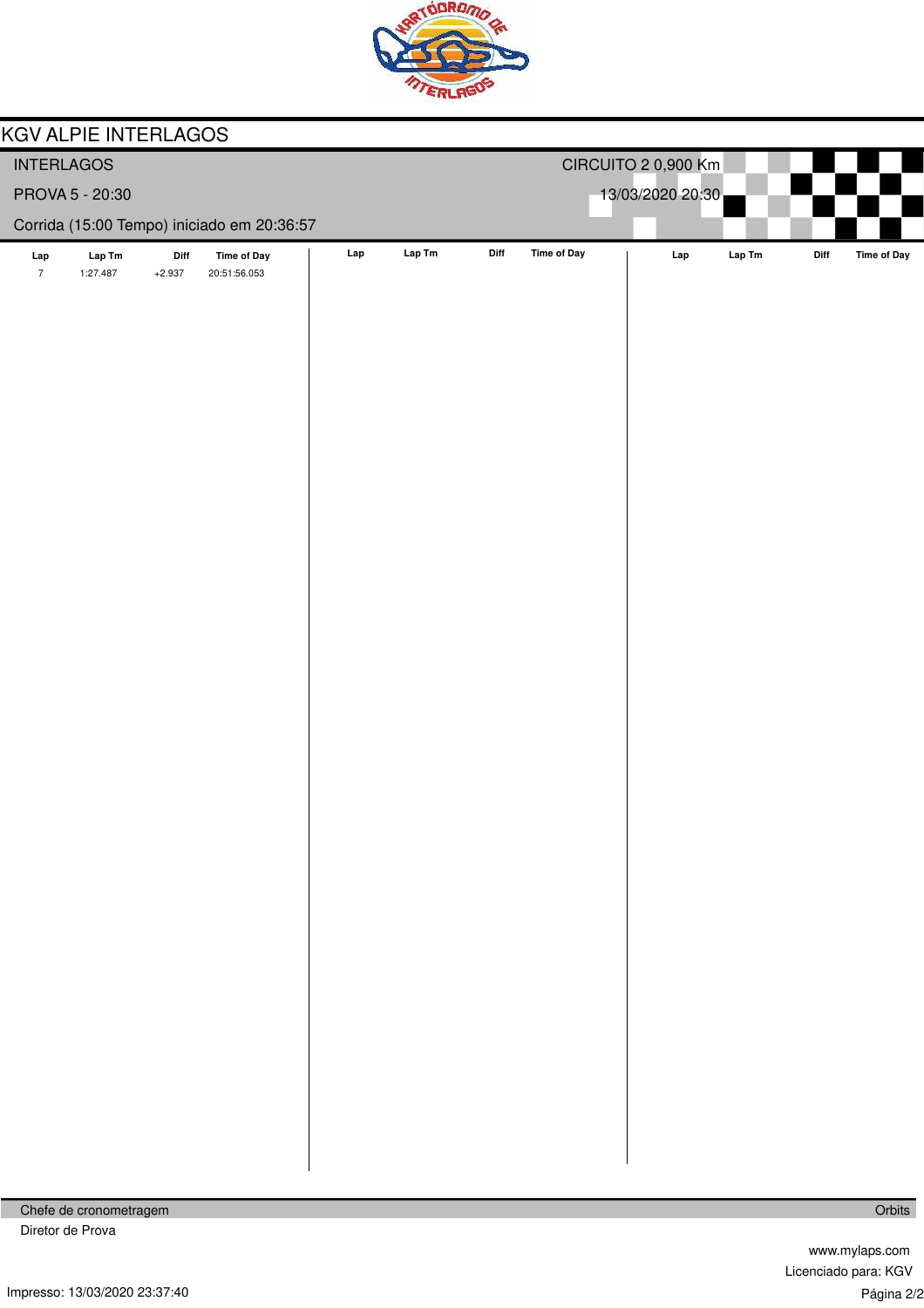KGV ALPIE INTERLAGOS

INTERLAGOS

PROVA 5 - 20:30

Corrida (15:00 Tempo) iniciado em 20:36:57

CIRCUITO 2 0,900 Km

13/03/2020 20:30

| Lap | Lap Tm | Diff | Time of Day |
|---|---|---|---|
| 7 | 1:27.487 | +2.937 | 20:51:56.053 |

| Lap | Lap Tm | Diff | Time of Day |
|---|---|---|---|

| Lap | Lap Tm | Diff | Time of Day |
|---|---|---|---|

Chefe de cronometragem

Diretor de Prova

Orbits

www.mylaps.com

Licenciado para: KGV

Impresso: 13/03/2020 23:37:40